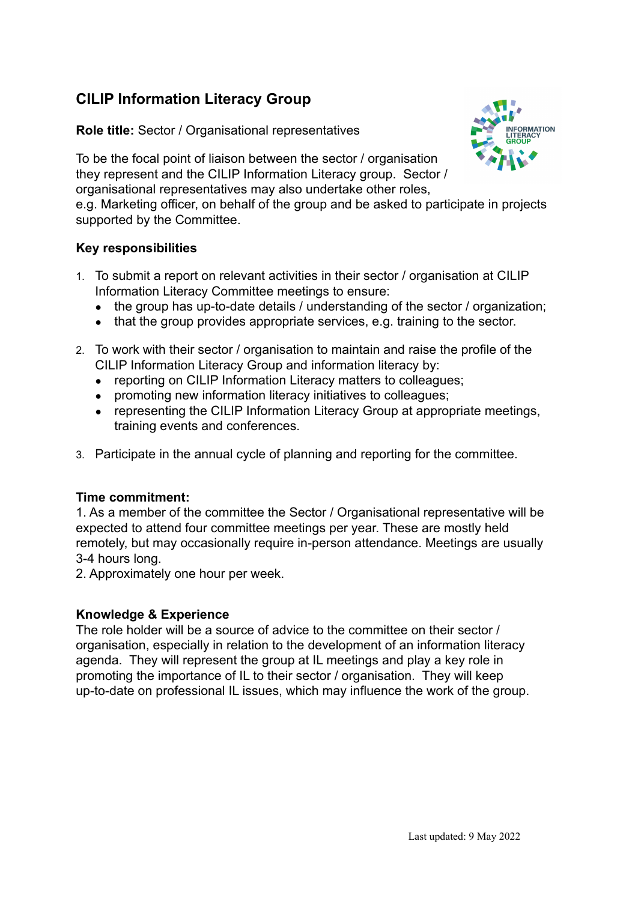# CILIP Information Literacy Group

**Role title:** Sector / Organisational representatives

To be the focal point of liaison between the sector / organisation they represent and the CILIP Information Literacy group. Sector / organisational representatives may also undertake other roles, e.g. Marketing officer, on behalf of the group and be asked to participate in projects supported by the Committee.

## Key responsibilities

1. To submit a report on relevant activities in their sector / organisation at CILIP Information Literacy Committee meetings to ensure:
   - the group has up-to-date details / understanding of the sector / organization;
   - that the group provides appropriate services, e.g. training to the sector.

2. To work with their sector / organisation to maintain and raise the profile of the CILIP Information Literacy Group and information literacy by:
   - reporting on CILIP Information Literacy matters to colleagues;
   - promoting new information literacy initiatives to colleagues;
   - representing the CILIP Information Literacy Group at appropriate meetings, training events and conferences.

3. Participate in the annual cycle of planning and reporting for the committee.

## Time commitment:

1. As a member of the committee the Sector / Organisational representative will be expected to attend four committee meetings per year. These are mostly held remotely, but may occasionally require in-person attendance. Meetings are usually 3-4 hours long.
2. Approximately one hour per week.

## Knowledge & Experience

The role holder will be a source of advice to the committee on their sector / organisation, especially in relation to the development of an information literacy agenda. They will represent the group at IL meetings and play a key role in promoting the importance of IL to their sector / organisation. They will keep up-to-date on professional IL issues, which may influence the work of the group.

Last updated: 9 May 2022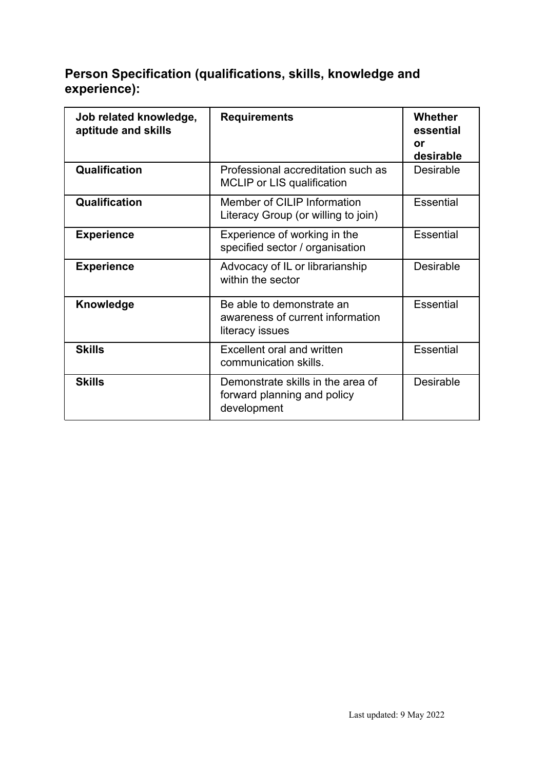## Person Specification (qualifications, skills, knowledge and experience):

| Job related knowledge, aptitude and skills | Requirements | Whether essential or desirable |
|---|---|---|
| **Qualification** | Professional accreditation such as MCLIP or LIS qualification | Desirable |
| **Qualification** | Member of CILIP Information Literacy Group (or willing to join) | Essential |
| **Experience** | Experience of working in the specified sector / organisation | Essential |
| **Experience** | Advocacy of IL or librarianship within the sector | Desirable |
| **Knowledge** | Be able to demonstrate an awareness of current information literacy issues | Essential |
| **Skills** | Excellent oral and written communication skills. | Essential |
| **Skills** | Demonstrate skills in the area of forward planning and policy development | Desirable |

Last updated: 9 May 2022